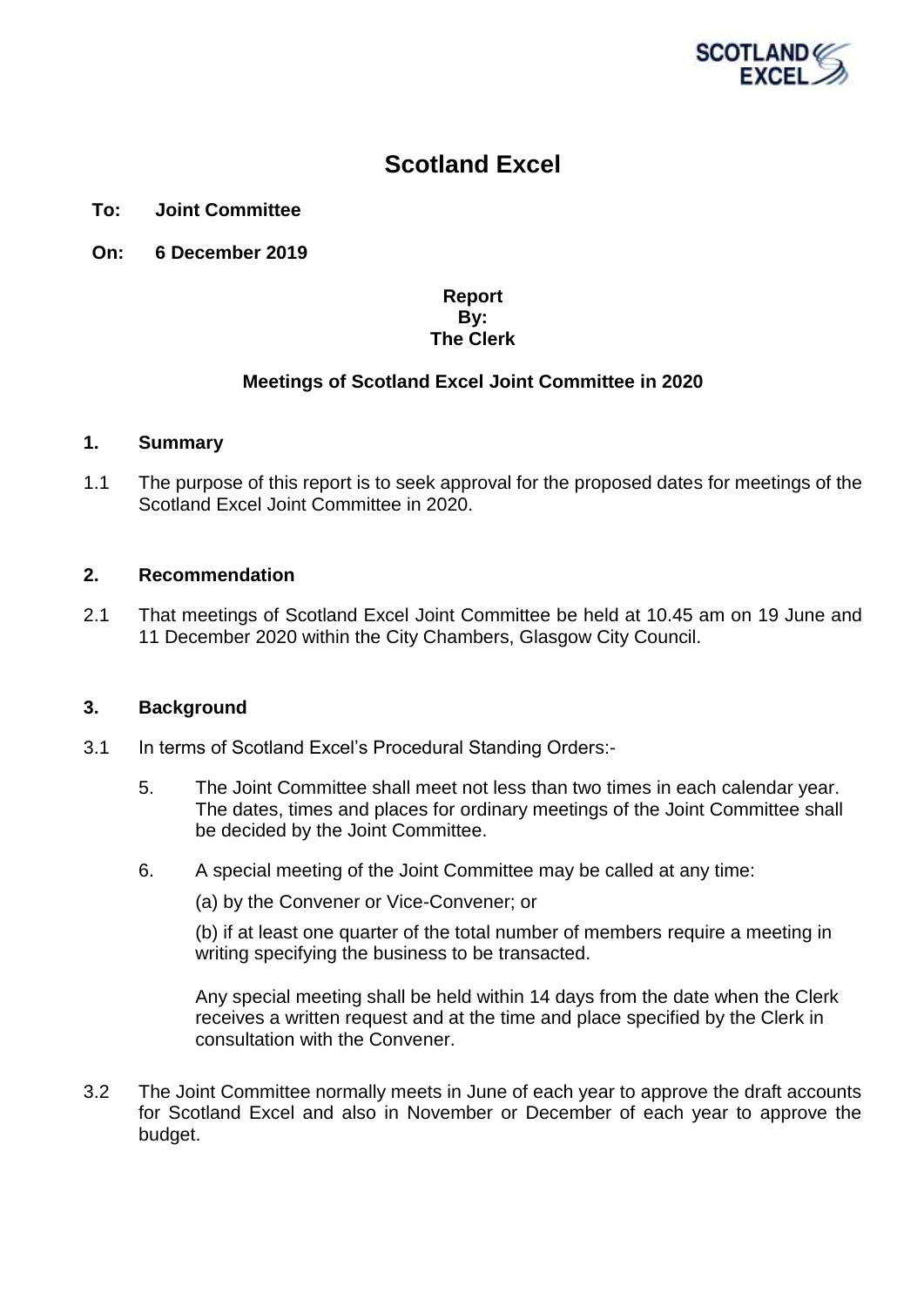# Scotland Excel

**To: Joint Committee**

**On: 6 December 2019**

**Report**
**By:**
**The Clerk**

**Meetings of Scotland Excel Joint Committee in 2020**

## 1. Summary

1.1 The purpose of this report is to seek approval for the proposed dates for meetings of the Scotland Excel Joint Committee in 2020.

## 2. Recommendation

2.1 That meetings of Scotland Excel Joint Committee be held at 10.45 am on 19 June and 11 December 2020 within the City Chambers, Glasgow City Council.

## 3. Background

3.1 In terms of Scotland Excel's Procedural Standing Orders:-

5. The Joint Committee shall meet not less than two times in each calendar year. The dates, times and places for ordinary meetings of the Joint Committee shall be decided by the Joint Committee.

6. A special meeting of the Joint Committee may be called at any time:

   (a) by the Convener or Vice-Convener; or

   (b) if at least one quarter of the total number of members require a meeting in writing specifying the business to be transacted.

   Any special meeting shall be held within 14 days from the date when the Clerk receives a written request and at the time and place specified by the Clerk in consultation with the Convener.

3.2 The Joint Committee normally meets in June of each year to approve the draft accounts for Scotland Excel and also in November or December of each year to approve the budget.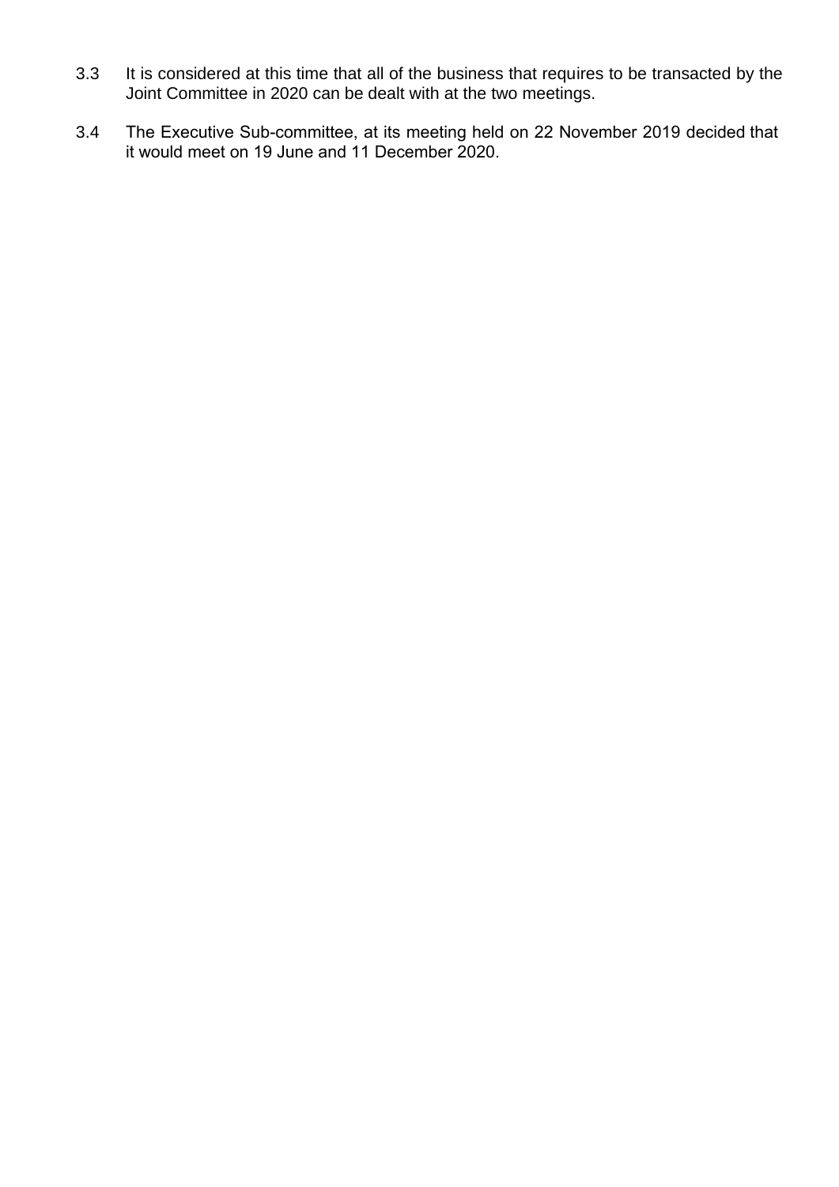3.3 It is considered at this time that all of the business that requires to be transacted by the Joint Committee in 2020 can be dealt with at the two meetings.

3.4 The Executive Sub-committee, at its meeting held on 22 November 2019 decided that it would meet on 19 June and 11 December 2020.